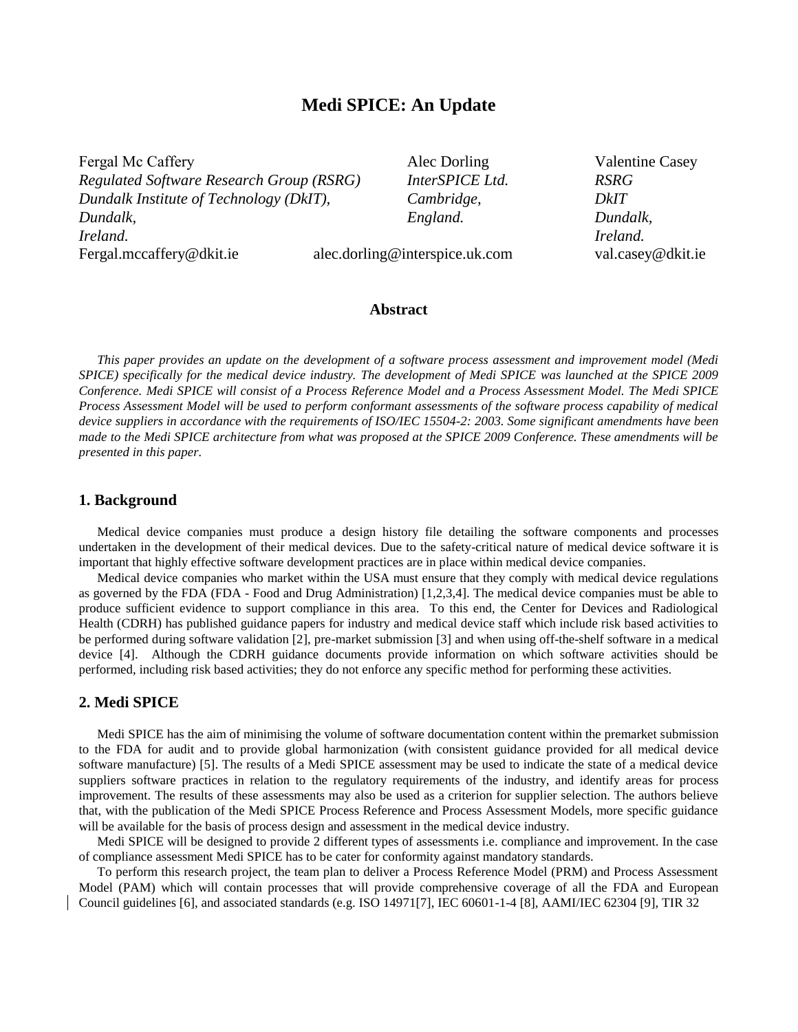# Medi SPICE: An Update

Fergal Mc Caffery
*Regulated Software Research Group (RSRG)*
*Dundalk Institute of Technology (DkIT),*
*Dundalk,*
*Ireland.*
Fergal.mccaffery@dkit.ie

Alec Dorling
*InterSPICE Ltd.*
*Cambridge,*
*England.*
alec.dorling@interspice.uk.com

Valentine Casey
*RSRG*
*DkIT*
*Dundalk,*
*Ireland.*
val.casey@dkit.ie

### Abstract

*This paper provides an update on the development of a software process assessment and improvement model (Medi SPICE) specifically for the medical device industry. The development of Medi SPICE was launched at the SPICE 2009 Conference. Medi SPICE will consist of a Process Reference Model and a Process Assessment Model. The Medi SPICE Process Assessment Model will be used to perform conformant assessments of the software process capability of medical device suppliers in accordance with the requirements of ISO/IEC 15504-2: 2003. Some significant amendments have been made to the Medi SPICE architecture from what was proposed at the SPICE 2009 Conference. These amendments will be presented in this paper.*

## 1. Background

Medical device companies must produce a design history file detailing the software components and processes undertaken in the development of their medical devices. Due to the safety-critical nature of medical device software it is important that highly effective software development practices are in place within medical device companies.

Medical device companies who market within the USA must ensure that they comply with medical device regulations as governed by the FDA (FDA - Food and Drug Administration) [1,2,3,4]. The medical device companies must be able to produce sufficient evidence to support compliance in this area. To this end, the Center for Devices and Radiological Health (CDRH) has published guidance papers for industry and medical device staff which include risk based activities to be performed during software validation [2], pre-market submission [3] and when using off-the-shelf software in a medical device [4]. Although the CDRH guidance documents provide information on which software activities should be performed, including risk based activities; they do not enforce any specific method for performing these activities.

## 2. Medi SPICE

Medi SPICE has the aim of minimising the volume of software documentation content within the premarket submission to the FDA for audit and to provide global harmonization (with consistent guidance provided for all medical device software manufacture) [5]. The results of a Medi SPICE assessment may be used to indicate the state of a medical device suppliers software practices in relation to the regulatory requirements of the industry, and identify areas for process improvement. The results of these assessments may also be used as a criterion for supplier selection. The authors believe that, with the publication of the Medi SPICE Process Reference and Process Assessment Models, more specific guidance will be available for the basis of process design and assessment in the medical device industry.

Medi SPICE will be designed to provide 2 different types of assessments i.e. compliance and improvement. In the case of compliance assessment Medi SPICE has to be cater for conformity against mandatory standards.

To perform this research project, the team plan to deliver a Process Reference Model (PRM) and Process Assessment Model (PAM) which will contain processes that will provide comprehensive coverage of all the FDA and European Council guidelines [6], and associated standards (e.g. ISO 14971[7], IEC 60601-1-4 [8], AAMI/IEC 62304 [9], TIR 32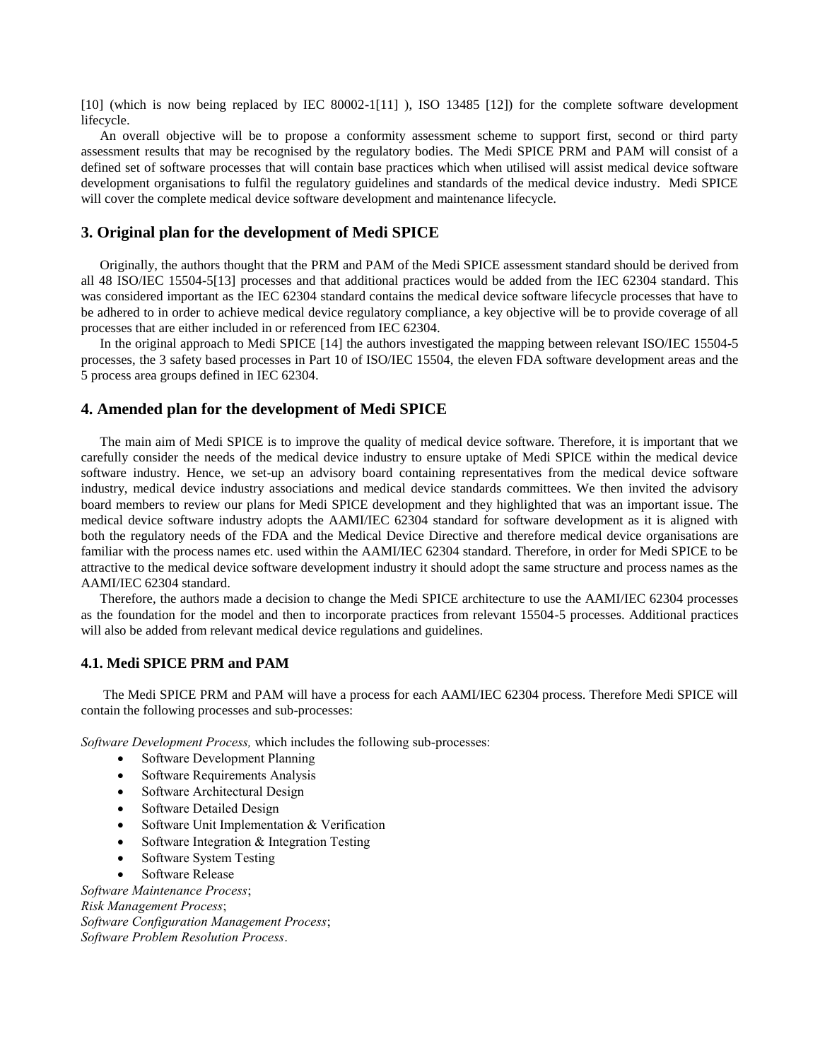[10] (which is now being replaced by IEC 80002-1[11] ), ISO 13485 [12]) for the complete software development lifecycle.

An overall objective will be to propose a conformity assessment scheme to support first, second or third party assessment results that may be recognised by the regulatory bodies. The Medi SPICE PRM and PAM will consist of a defined set of software processes that will contain base practices which when utilised will assist medical device software development organisations to fulfil the regulatory guidelines and standards of the medical device industry. Medi SPICE will cover the complete medical device software development and maintenance lifecycle.

## 3. Original plan for the development of Medi SPICE

Originally, the authors thought that the PRM and PAM of the Medi SPICE assessment standard should be derived from all 48 ISO/IEC 15504-5[13] processes and that additional practices would be added from the IEC 62304 standard. This was considered important as the IEC 62304 standard contains the medical device software lifecycle processes that have to be adhered to in order to achieve medical device regulatory compliance, a key objective will be to provide coverage of all processes that are either included in or referenced from IEC 62304.

In the original approach to Medi SPICE [14] the authors investigated the mapping between relevant ISO/IEC 15504-5 processes, the 3 safety based processes in Part 10 of ISO/IEC 15504, the eleven FDA software development areas and the 5 process area groups defined in IEC 62304.

## 4. Amended plan for the development of Medi SPICE

The main aim of Medi SPICE is to improve the quality of medical device software. Therefore, it is important that we carefully consider the needs of the medical device industry to ensure uptake of Medi SPICE within the medical device software industry. Hence, we set-up an advisory board containing representatives from the medical device software industry, medical device industry associations and medical device standards committees. We then invited the advisory board members to review our plans for Medi SPICE development and they highlighted that was an important issue. The medical device software industry adopts the AAMI/IEC 62304 standard for software development as it is aligned with both the regulatory needs of the FDA and the Medical Device Directive and therefore medical device organisations are familiar with the process names etc. used within the AAMI/IEC 62304 standard. Therefore, in order for Medi SPICE to be attractive to the medical device software development industry it should adopt the same structure and process names as the AAMI/IEC 62304 standard.

Therefore, the authors made a decision to change the Medi SPICE architecture to use the AAMI/IEC 62304 processes as the foundation for the model and then to incorporate practices from relevant 15504-5 processes. Additional practices will also be added from relevant medical device regulations and guidelines.

### 4.1. Medi SPICE PRM and PAM

The Medi SPICE PRM and PAM will have a process for each AAMI/IEC 62304 process. Therefore Medi SPICE will contain the following processes and sub-processes:

*Software Development Process,* which includes the following sub-processes:

- Software Development Planning
- Software Requirements Analysis
- Software Architectural Design
- Software Detailed Design
- Software Unit Implementation & Verification
- Software Integration & Integration Testing
- Software System Testing
- Software Release

*Software Maintenance Process*;
*Risk Management Process*;
*Software Configuration Management Process*;
*Software Problem Resolution Process*.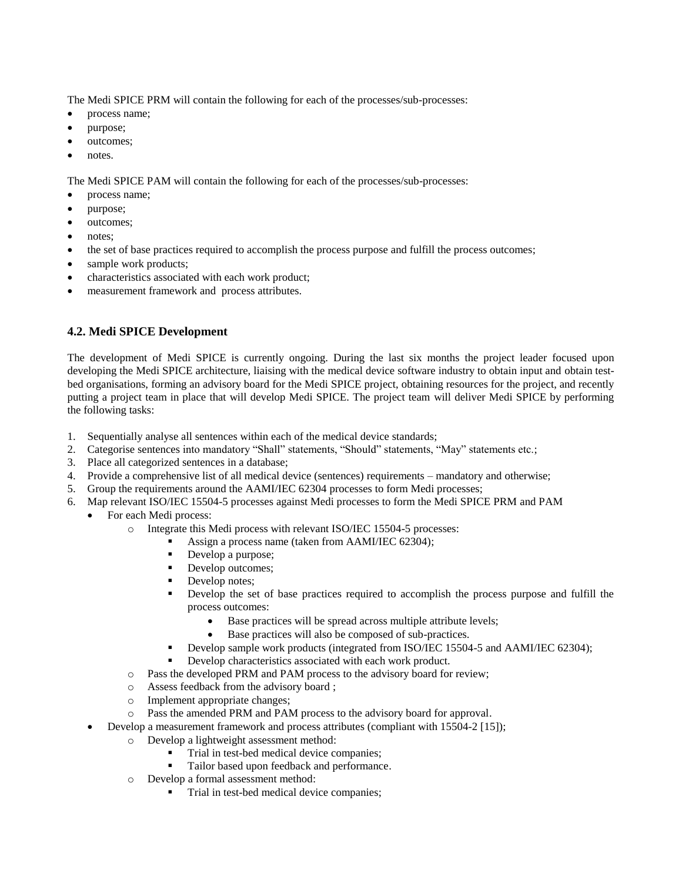The Medi SPICE PRM will contain the following for each of the processes/sub-processes:

- process name;
- purpose;
- outcomes;
- notes.

The Medi SPICE PAM will contain the following for each of the processes/sub-processes:

- process name;
- purpose;
- outcomes;
- notes;
- the set of base practices required to accomplish the process purpose and fulfill the process outcomes;
- sample work products;
- characteristics associated with each work product;
- measurement framework and process attributes.

### 4.2. Medi SPICE Development

The development of Medi SPICE is currently ongoing. During the last six months the project leader focused upon developing the Medi SPICE architecture, liaising with the medical device software industry to obtain input and obtain test-bed organisations, forming an advisory board for the Medi SPICE project, obtaining resources for the project, and recently putting a project team in place that will develop Medi SPICE. The project team will deliver Medi SPICE by performing the following tasks:

1. Sequentially analyse all sentences within each of the medical device standards;
2. Categorise sentences into mandatory "Shall" statements, "Should" statements, "May" statements etc.;
3. Place all categorized sentences in a database;
4. Provide a comprehensive list of all medical device (sentences) requirements – mandatory and otherwise;
5. Group the requirements around the AAMI/IEC 62304 processes to form Medi processes;
6. Map relevant ISO/IEC 15504-5 processes against Medi processes to form the Medi SPICE PRM and PAM
   - For each Medi process:
     - Integrate this Medi process with relevant ISO/IEC 15504-5 processes:
       - Assign a process name (taken from AAMI/IEC 62304);
       - Develop a purpose;
       - Develop outcomes;
       - Develop notes;
       - Develop the set of base practices required to accomplish the process purpose and fulfill the process outcomes:
         - Base practices will be spread across multiple attribute levels;
         - Base practices will also be composed of sub-practices.
       - Develop sample work products (integrated from ISO/IEC 15504-5 and AAMI/IEC 62304);
       - Develop characteristics associated with each work product.
     - Pass the developed PRM and PAM process to the advisory board for review;
     - Assess feedback from the advisory board ;
     - Implement appropriate changes;
     - Pass the amended PRM and PAM process to the advisory board for approval.
   - Develop a measurement framework and process attributes (compliant with 15504-2 [15]);
     - Develop a lightweight assessment method:
       - Trial in test-bed medical device companies;
       - Tailor based upon feedback and performance.
     - Develop a formal assessment method:
       - Trial in test-bed medical device companies;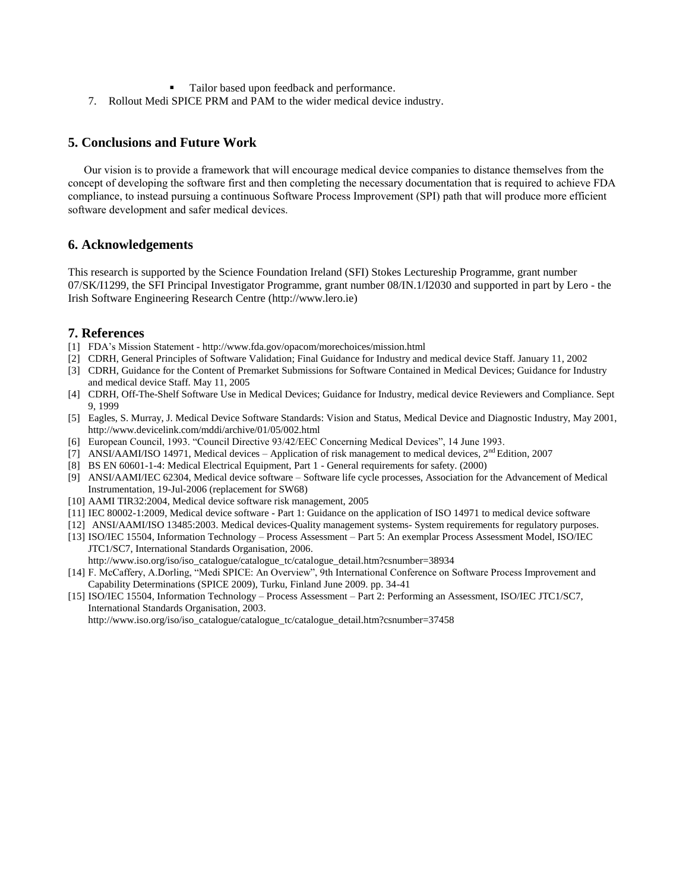- Tailor based upon feedback and performance.

7. Rollout Medi SPICE PRM and PAM to the wider medical device industry.

## 5. Conclusions and Future Work

Our vision is to provide a framework that will encourage medical device companies to distance themselves from the concept of developing the software first and then completing the necessary documentation that is required to achieve FDA compliance, to instead pursuing a continuous Software Process Improvement (SPI) path that will produce more efficient software development and safer medical devices.

## 6. Acknowledgements

This research is supported by the Science Foundation Ireland (SFI) Stokes Lectureship Programme, grant number 07/SK/I1299, the SFI Principal Investigator Programme, grant number 08/IN.1/I2030 and supported in part by Lero - the Irish Software Engineering Research Centre (http://www.lero.ie)

## 7. References

[1] FDA's Mission Statement - http://www.fda.gov/opacom/morechoices/mission.html

[2] CDRH, General Principles of Software Validation; Final Guidance for Industry and medical device Staff. January 11, 2002

[3] CDRH, Guidance for the Content of Premarket Submissions for Software Contained in Medical Devices; Guidance for Industry and medical device Staff. May 11, 2005

[4] CDRH, Off-The-Shelf Software Use in Medical Devices; Guidance for Industry, medical device Reviewers and Compliance. Sept 9, 1999

[5] Eagles, S. Murray, J. Medical Device Software Standards: Vision and Status, Medical Device and Diagnostic Industry, May 2001, http://www.devicelink.com/mddi/archive/01/05/002.html

[6] European Council, 1993. "Council Directive 93/42/EEC Concerning Medical Devices", 14 June 1993.

[7] ANSI/AAMI/ISO 14971, Medical devices – Application of risk management to medical devices, 2nd Edition, 2007

[8] BS EN 60601-1-4: Medical Electrical Equipment, Part 1 - General requirements for safety. (2000)

[9] ANSI/AAMI/IEC 62304, Medical device software – Software life cycle processes, Association for the Advancement of Medical Instrumentation, 19-Jul-2006 (replacement for SW68)

[10] AAMI TIR32:2004, Medical device software risk management, 2005

[11] IEC 80002-1:2009, Medical device software - Part 1: Guidance on the application of ISO 14971 to medical device software

[12] ANSI/AAMI/ISO 13485:2003. Medical devices-Quality management systems- System requirements for regulatory purposes.

[13] ISO/IEC 15504, Information Technology – Process Assessment – Part 5: An exemplar Process Assessment Model, ISO/IEC JTC1/SC7, International Standards Organisation, 2006. http://www.iso.org/iso/iso_catalogue/catalogue_tc/catalogue_detail.htm?csnumber=38934

[14] F. McCaffery, A.Dorling, "Medi SPICE: An Overview", 9th International Conference on Software Process Improvement and Capability Determinations (SPICE 2009), Turku, Finland June 2009. pp. 34-41

[15] ISO/IEC 15504, Information Technology – Process Assessment – Part 2: Performing an Assessment, ISO/IEC JTC1/SC7, International Standards Organisation, 2003. http://www.iso.org/iso/iso_catalogue/catalogue_tc/catalogue_detail.htm?csnumber=37458